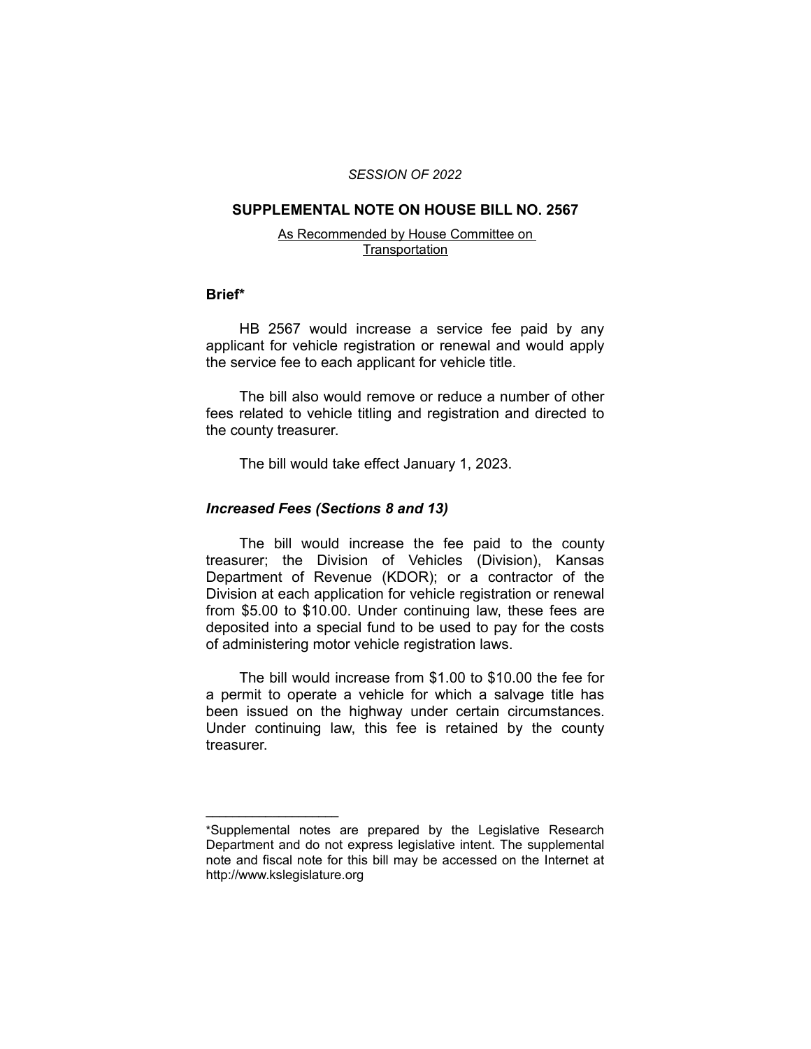*SESSION OF 2022*

# SUPPLEMENTAL NOTE ON HOUSE BILL NO. 2567

As Recommended by House Committee on Transportation

## Brief*

HB 2567 would increase a service fee paid by any applicant for vehicle registration or renewal and would apply the service fee to each applicant for vehicle title.

The bill also would remove or reduce a number of other fees related to vehicle titling and registration and directed to the county treasurer.

The bill would take effect January 1, 2023.

### *Increased Fees (Sections 8 and 13)*

The bill would increase the fee paid to the county treasurer; the Division of Vehicles (Division), Kansas Department of Revenue (KDOR); or a contractor of the Division at each application for vehicle registration or renewal from $5.00 to $10.00. Under continuing law, these fees are deposited into a special fund to be used to pay for the costs of administering motor vehicle registration laws.

The bill would increase from $1.00 to $10.00 the fee for a permit to operate a vehicle for which a salvage title has been issued on the highway under certain circumstances. Under continuing law, this fee is retained by the county treasurer.

---

*Supplemental notes are prepared by the Legislative Research Department and do not express legislative intent. The supplemental note and fiscal note for this bill may be accessed on the Internet at http://www.kslegislature.org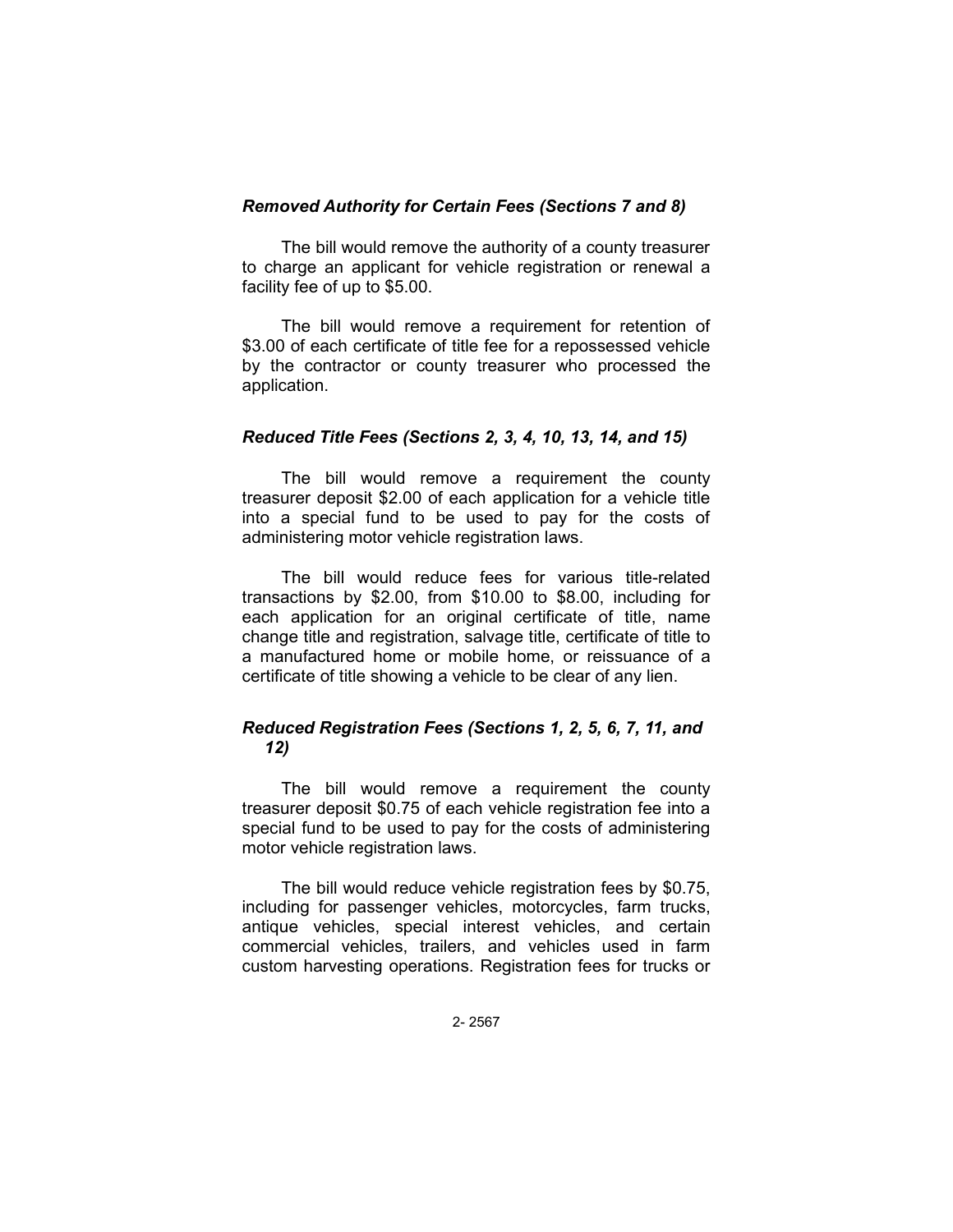***Removed Authority for Certain Fees (Sections 7 and 8)***

The bill would remove the authority of a county treasurer to charge an applicant for vehicle registration or renewal a facility fee of up to $5.00.

The bill would remove a requirement for retention of $3.00 of each certificate of title fee for a repossessed vehicle by the contractor or county treasurer who processed the application.

***Reduced Title Fees (Sections 2, 3, 4, 10, 13, 14, and 15)***

The bill would remove a requirement the county treasurer deposit $2.00 of each application for a vehicle title into a special fund to be used to pay for the costs of administering motor vehicle registration laws.

The bill would reduce fees for various title-related transactions by $2.00, from $10.00 to $8.00, including for each application for an original certificate of title, name change title and registration, salvage title, certificate of title to a manufactured home or mobile home, or reissuance of a certificate of title showing a vehicle to be clear of any lien.

***Reduced Registration Fees (Sections 1, 2, 5, 6, 7, 11, and 12)***

The bill would remove a requirement the county treasurer deposit $0.75 of each vehicle registration fee into a special fund to be used to pay for the costs of administering motor vehicle registration laws.

The bill would reduce vehicle registration fees by $0.75, including for passenger vehicles, motorcycles, farm trucks, antique vehicles, special interest vehicles, and certain commercial vehicles, trailers, and vehicles used in farm custom harvesting operations. Registration fees for trucks or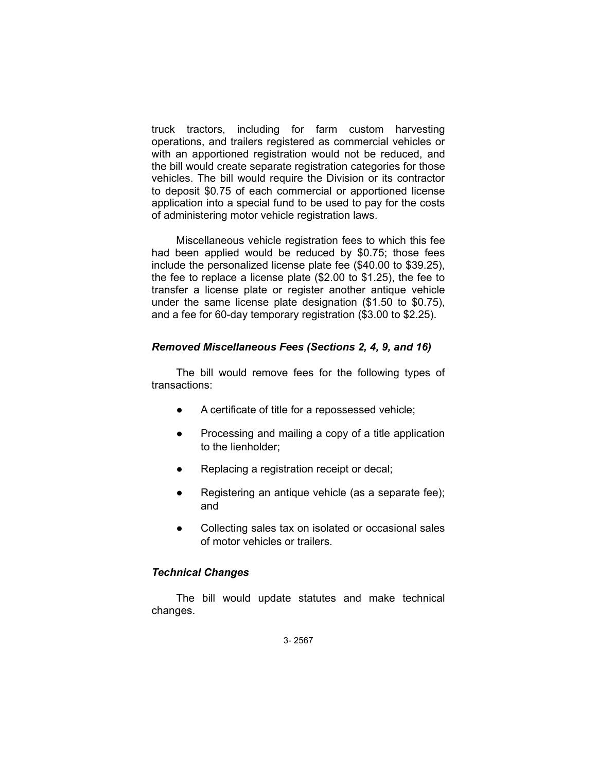truck tractors, including for farm custom harvesting operations, and trailers registered as commercial vehicles or with an apportioned registration would not be reduced, and the bill would create separate registration categories for those vehicles. The bill would require the Division or its contractor to deposit $0.75 of each commercial or apportioned license application into a special fund to be used to pay for the costs of administering motor vehicle registration laws.

Miscellaneous vehicle registration fees to which this fee had been applied would be reduced by $0.75; those fees include the personalized license plate fee ($40.00 to $39.25), the fee to replace a license plate ($2.00 to $1.25), the fee to transfer a license plate or register another antique vehicle under the same license plate designation ($1.50 to $0.75), and a fee for 60-day temporary registration ($3.00 to $2.25).

### *Removed Miscellaneous Fees (Sections 2, 4, 9, and 16)*

The bill would remove fees for the following types of transactions:

- A certificate of title for a repossessed vehicle;
- Processing and mailing a copy of a title application to the lienholder;
- Replacing a registration receipt or decal;
- Registering an antique vehicle (as a separate fee); and
- Collecting sales tax on isolated or occasional sales of motor vehicles or trailers.

### *Technical Changes*

The bill would update statutes and make technical changes.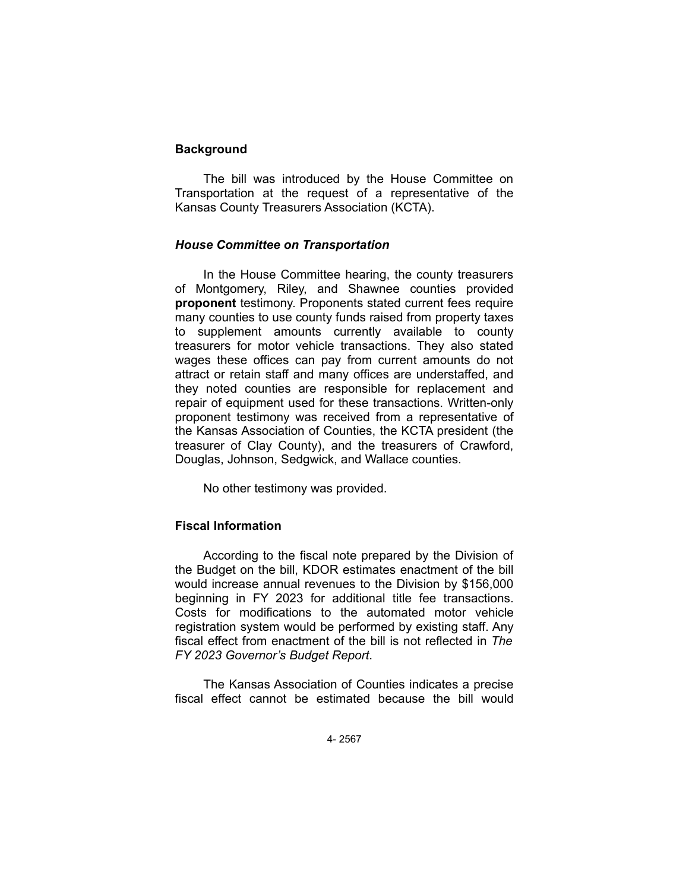## Background

The bill was introduced by the House Committee on Transportation at the request of a representative of the Kansas County Treasurers Association (KCTA).

### *House Committee on Transportation*

In the House Committee hearing, the county treasurers of Montgomery, Riley, and Shawnee counties provided **proponent** testimony. Proponents stated current fees require many counties to use county funds raised from property taxes to supplement amounts currently available to county treasurers for motor vehicle transactions. They also stated wages these offices can pay from current amounts do not attract or retain staff and many offices are understaffed, and they noted counties are responsible for replacement and repair of equipment used for these transactions. Written-only proponent testimony was received from a representative of the Kansas Association of Counties, the KCTA president (the treasurer of Clay County), and the treasurers of Crawford, Douglas, Johnson, Sedgwick, and Wallace counties.

No other testimony was provided.

## Fiscal Information

According to the fiscal note prepared by the Division of the Budget on the bill, KDOR estimates enactment of the bill would increase annual revenues to the Division by $156,000 beginning in FY 2023 for additional title fee transactions. Costs for modifications to the automated motor vehicle registration system would be performed by existing staff. Any fiscal effect from enactment of the bill is not reflected in *The FY 2023 Governor's Budget Report*.

The Kansas Association of Counties indicates a precise fiscal effect cannot be estimated because the bill would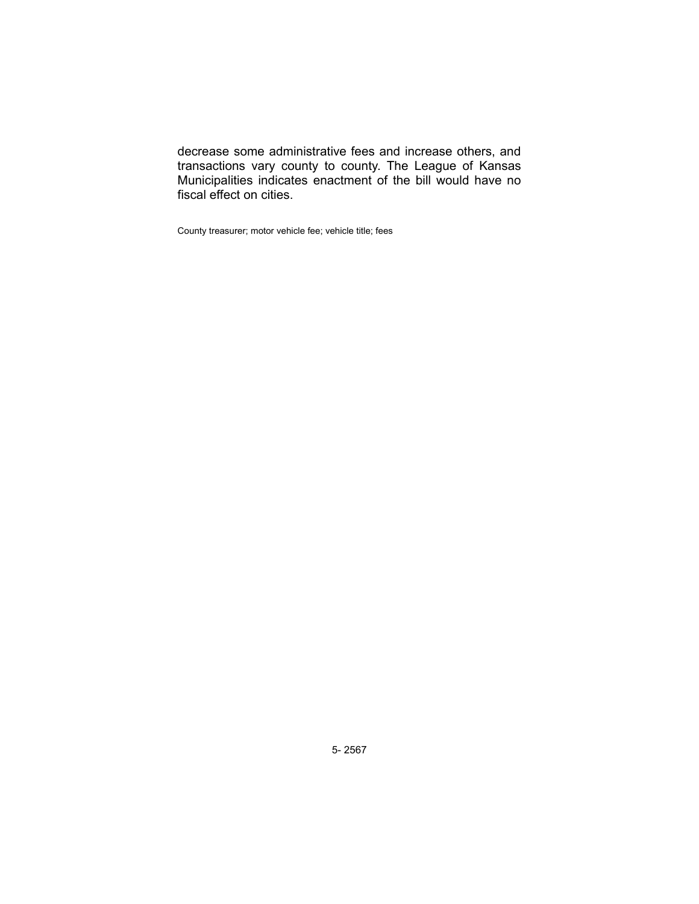decrease some administrative fees and increase others, and transactions vary county to county. The League of Kansas Municipalities indicates enactment of the bill would have no fiscal effect on cities.

County treasurer; motor vehicle fee; vehicle title; fees

5- 2567